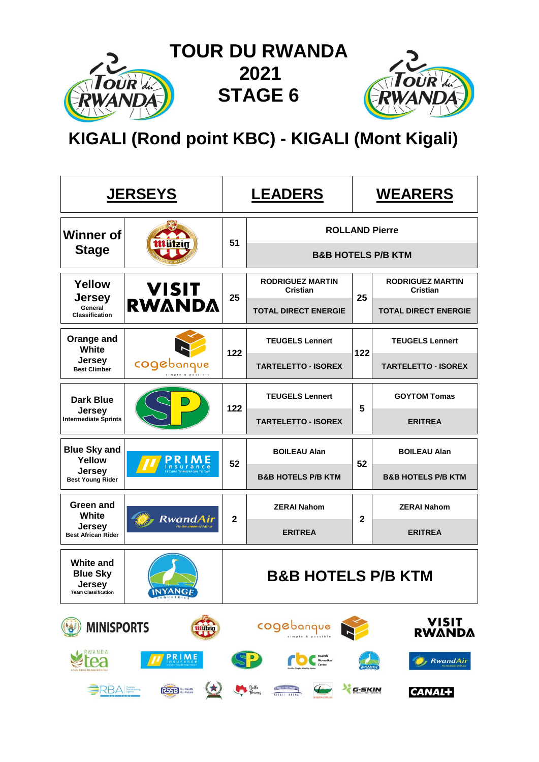# TOUR DU RWANDA 2021 STAGE 6

## KIGALI (Rond point KBC) - KIGALI (Mont Kigali)

| JERSEYS | | LEADERS | | WEARERS | |
|---|---|---|---|---|---|
| Winner of Stage | Mützig | 51 | ROLLAND Pierre / B&B HOTELS P/B KTM | | |
| Yellow Jersey (General Classification) | VISIT RWANDA | 25 | RODRIGUEZ MARTIN Cristian / TOTAL DIRECT ENERGIE | 25 | RODRIGUEZ MARTIN Cristian / TOTAL DIRECT ENERGIE |
| Orange and White Jersey (Best Climber) | cogebanque | 122 | TEUGELS Lennert / TARTELETTO - ISOREX | 122 | TEUGELS Lennert / TARTELETTO - ISOREX |
| Dark Blue Jersey (Intermediate Sprints) | SP | 122 | TEUGELS Lennert / TARTELETTO - ISOREX | 5 | GOYTOM Tomas / ERITREA |
| Blue Sky and Yellow Jersey (Best Young Rider) | PRIME insurance | 52 | BOILEAU Alan / B&B HOTELS P/B KTM | 52 | BOILEAU Alan / B&B HOTELS P/B KTM |
| Green and White Jersey (Best African Rider) | RwandAir | 2 | ZERAI Nahom / ERITREA | 2 | ZERAI Nahom / ERITREA |
| White and Blue Sky Jersey (Team Classification) | INYANGE | B&B HOTELS P/B KTM | | | |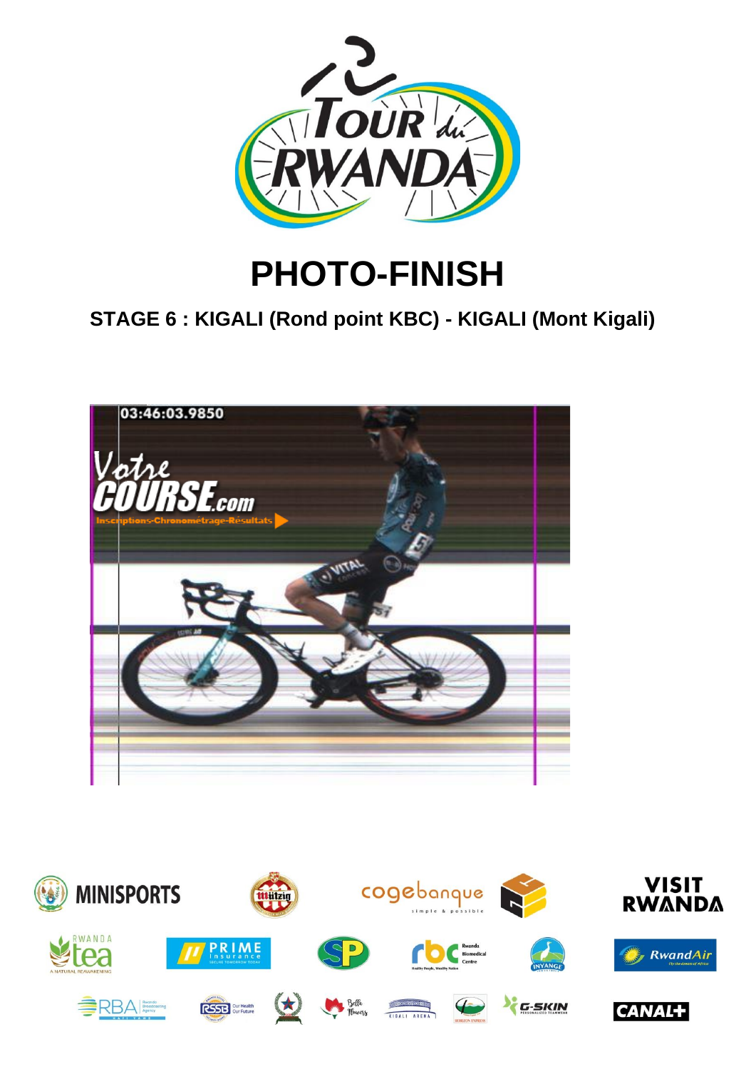# PHOTO-FINISH

## STAGE 6 : KIGALI (Rond point KBC) - KIGALI (Mont Kigali)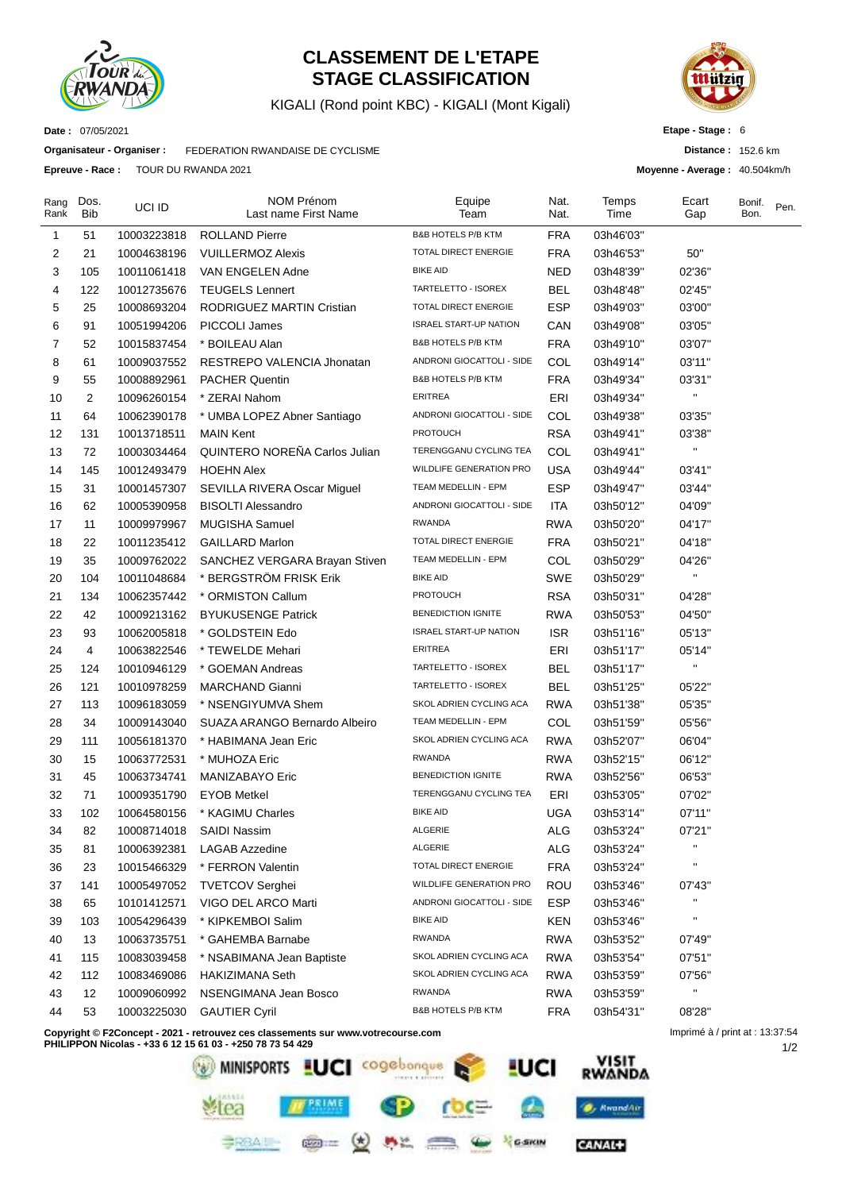# CLASSEMENT DE L'ETAPE
# STAGE CLASSIFICATION

KIGALI (Rond point KBC) - KIGALI (Mont Kigali)

**Date :** 07/05/2021

**Organisateur - Organiser :** FEDERATION RWANDAISE DE CYCLISME

**Epreuve - Race :** TOUR DU RWANDA 2021

**Etape - Stage :** 6

**Distance :** 152.6 km

**Moyenne - Average :** 40.504km/h

| Rang Rank | Dos. Bib | UCI ID | NOM Prénom Last name First Name | Equipe Team | Nat. Nat. | Temps Time | Ecart Gap | Bonif. Bon. | Pen. |
|---|---|---|---|---|---|---|---|---|---|
| 1 | 51 | 10003223818 | ROLLAND Pierre | B&B HOTELS P/B KTM | FRA | 03h46'03'' | | | |
| 2 | 21 | 10004638196 | VUILLERMOZ Alexis | TOTAL DIRECT ENERGIE | FRA | 03h46'53'' | 50'' | | |
| 3 | 105 | 10011061418 | VAN ENGELEN Adne | BIKE AID | NED | 03h48'39'' | 02'36'' | | |
| 4 | 122 | 10012735676 | TEUGELS Lennert | TARTELETTO - ISOREX | BEL | 03h48'48'' | 02'45'' | | |
| 5 | 25 | 10008693204 | RODRIGUEZ MARTIN Cristian | TOTAL DIRECT ENERGIE | ESP | 03h49'03'' | 03'00'' | | |
| 6 | 91 | 10051994206 | PICCOLI James | ISRAEL START-UP NATION | CAN | 03h49'08'' | 03'05'' | | |
| 7 | 52 | 10015837454 | * BOILEAU Alan | B&B HOTELS P/B KTM | FRA | 03h49'10'' | 03'07'' | | |
| 8 | 61 | 10009037552 | RESTREPO VALENCIA Jhonatan | ANDRONI GIOCATTOLI - SIDE | COL | 03h49'14'' | 03'11'' | | |
| 9 | 55 | 10008892961 | PACHER Quentin | B&B HOTELS P/B KTM | FRA | 03h49'34'' | 03'31'' | | |
| 10 | 2 | 10096260154 | * ZERAI Nahom | ERITREA | ERI | 03h49'34'' | '' | | |
| 11 | 64 | 10062390178 | * UMBA LOPEZ Abner Santiago | ANDRONI GIOCATTOLI - SIDE | COL | 03h49'38'' | 03'35'' | | |
| 12 | 131 | 10013718511 | MAIN Kent | PROTOUCH | RSA | 03h49'41'' | 03'38'' | | |
| 13 | 72 | 10003034464 | QUINTERO NOREÑA Carlos Julian | TERENGGANU CYCLING TEA | COL | 03h49'41'' | '' | | |
| 14 | 145 | 10012493479 | HOEHN Alex | WILDLIFE GENERATION PRO | USA | 03h49'44'' | 03'41'' | | |
| 15 | 31 | 10001457307 | SEVILLA RIVERA Oscar Miguel | TEAM MEDELLIN - EPM | ESP | 03h49'47'' | 03'44'' | | |
| 16 | 62 | 10005390958 | BISOLTI Alessandro | ANDRONI GIOCATTOLI - SIDE | ITA | 03h50'12'' | 04'09'' | | |
| 17 | 11 | 10009979967 | MUGISHA Samuel | RWANDA | RWA | 03h50'20'' | 04'17'' | | |
| 18 | 22 | 10011235412 | GAILLARD Marlon | TOTAL DIRECT ENERGIE | FRA | 03h50'21'' | 04'18'' | | |
| 19 | 35 | 10009762022 | SANCHEZ VERGARA Brayan Stiven | TEAM MEDELLIN - EPM | COL | 03h50'29'' | 04'26'' | | |
| 20 | 104 | 10011048684 | * BERGSTRÖM FRISK Erik | BIKE AID | SWE | 03h50'29'' | '' | | |
| 21 | 134 | 10062357442 | * ORMISTON Callum | PROTOUCH | RSA | 03h50'31'' | 04'28'' | | |
| 22 | 42 | 10009213162 | BYUKUSENGE Patrick | BENEDICTION IGNITE | RWA | 03h50'53'' | 04'50'' | | |
| 23 | 93 | 10062005818 | * GOLDSTEIN Edo | ISRAEL START-UP NATION | ISR | 03h51'16'' | 05'13'' | | |
| 24 | 4 | 10063822546 | * TEWELDE Mehari | ERITREA | ERI | 03h51'17'' | 05'14'' | | |
| 25 | 124 | 10010946129 | * GOEMAN Andreas | TARTELETTO - ISOREX | BEL | 03h51'17'' | '' | | |
| 26 | 121 | 10010978259 | MARCHAND Gianni | TARTELETTO - ISOREX | BEL | 03h51'25'' | 05'22'' | | |
| 27 | 113 | 10096183059 | * NSENGIYUMVA Shem | SKOL ADRIEN CYCLING ACA | RWA | 03h51'38'' | 05'35'' | | |
| 28 | 34 | 10009143040 | SUAZA ARANGO Bernardo Albeiro | TEAM MEDELLIN - EPM | COL | 03h51'59'' | 05'56'' | | |
| 29 | 111 | 10056181370 | * HABIMANA Jean Eric | SKOL ADRIEN CYCLING ACA | RWA | 03h52'07'' | 06'04'' | | |
| 30 | 15 | 10063772531 | * MUHOZA Eric | RWANDA | RWA | 03h52'15'' | 06'12'' | | |
| 31 | 45 | 10063734741 | MANIZABAYO Eric | BENEDICTION IGNITE | RWA | 03h52'56'' | 06'53'' | | |
| 32 | 71 | 10009351790 | EYOB Metkel | TERENGGANU CYCLING TEA | ERI | 03h53'05'' | 07'02'' | | |
| 33 | 102 | 10064580156 | * KAGIMU Charles | BIKE AID | UGA | 03h53'14'' | 07'11'' | | |
| 34 | 82 | 10008714018 | SAIDI Nassim | ALGERIE | ALG | 03h53'24'' | 07'21'' | | |
| 35 | 81 | 10006392381 | LAGAB Azzedine | ALGERIE | ALG | 03h53'24'' | '' | | |
| 36 | 23 | 10015466329 | * FERRON Valentin | TOTAL DIRECT ENERGIE | FRA | 03h53'24'' | '' | | |
| 37 | 141 | 10005497052 | TVETCOV Serghei | WILDLIFE GENERATION PRO | ROU | 03h53'46'' | 07'43'' | | |
| 38 | 65 | 10101412571 | VIGO DEL ARCO Marti | ANDRONI GIOCATTOLI - SIDE | ESP | 03h53'46'' | '' | | |
| 39 | 103 | 10054296439 | * KIPKEMBOI Salim | BIKE AID | KEN | 03h53'46'' | '' | | |
| 40 | 13 | 10063735751 | * GAHEMBA Barnabe | RWANDA | RWA | 03h53'52'' | 07'49'' | | |
| 41 | 115 | 10083039458 | * NSABIMANA Jean Baptiste | SKOL ADRIEN CYCLING ACA | RWA | 03h53'54'' | 07'51'' | | |
| 42 | 112 | 10083469086 | HAKIZIMANA Seth | SKOL ADRIEN CYCLING ACA | RWA | 03h53'59'' | 07'56'' | | |
| 43 | 12 | 10009060992 | NSENGIMANA Jean Bosco | RWANDA | RWA | 03h53'59'' | '' | | |
| 44 | 53 | 10003225030 | GAUTIER Cyril | B&B HOTELS P/B KTM | FRA | 03h54'31'' | 08'28'' | | |

**Copyright © F2Concept - 2021 - retrouvez ces classements sur www.votrecourse.com**
**PHILIPPON Nicolas - +33 6 12 15 61 03 - +250 78 73 54 429**

Imprimé à / print at : 13:37:54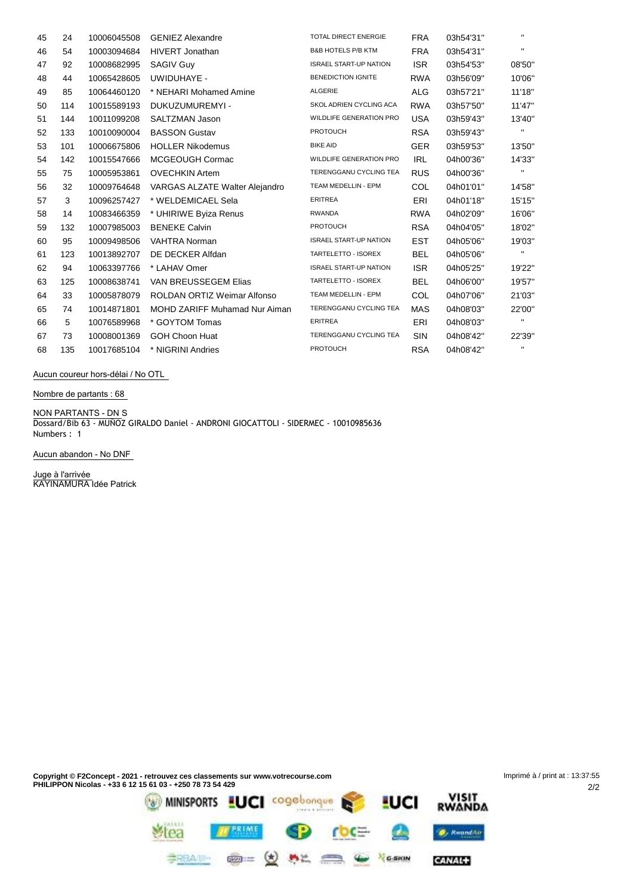| | | | | | | | |
|---|---|---|---|---|---|---|---|
| 45 | 24 | 10006045508 | GENIEZ Alexandre | TOTAL DIRECT ENERGIE | FRA | 03h54'31'' | '' |
| 46 | 54 | 10003094684 | HIVERT Jonathan | B&B HOTELS P/B KTM | FRA | 03h54'31'' | '' |
| 47 | 92 | 10008682995 | SAGIV Guy | ISRAEL START-UP NATION | ISR | 03h54'53'' | 08'50'' |
| 48 | 44 | 10065428605 | UWIDUHAYE - | BENEDICTION IGNITE | RWA | 03h56'09'' | 10'06'' |
| 49 | 85 | 10064460120 | * NEHARI Mohamed Amine | ALGERIE | ALG | 03h57'21'' | 11'18'' |
| 50 | 114 | 10015589193 | DUKUZUMUREMYI - | SKOL ADRIEN CYCLING ACA | RWA | 03h57'50'' | 11'47'' |
| 51 | 144 | 10011099208 | SALTZMAN Jason | WILDLIFE GENERATION PRO | USA | 03h59'43'' | 13'40'' |
| 52 | 133 | 10010090004 | BASSON Gustav | PROTOUCH | RSA | 03h59'43'' | '' |
| 53 | 101 | 10006675806 | HOLLER Nikodemus | BIKE AID | GER | 03h59'53'' | 13'50'' |
| 54 | 142 | 10015547666 | MCGEOUGH Cormac | WILDLIFE GENERATION PRO | IRL | 04h00'36'' | 14'33'' |
| 55 | 75 | 10005953861 | OVECHKIN Artem | TERENGGANU CYCLING TEA | RUS | 04h00'36'' | '' |
| 56 | 32 | 10009764648 | VARGAS ALZATE Walter Alejandro | TEAM MEDELLIN - EPM | COL | 04h01'01'' | 14'58'' |
| 57 | 3 | 10096257427 | * WELDEMICAEL Sela | ERITREA | ERI | 04h01'18'' | 15'15'' |
| 58 | 14 | 10083466359 | * UHIRIWE Byiza Renus | RWANDA | RWA | 04h02'09'' | 16'06'' |
| 59 | 132 | 10007985003 | BENEKE Calvin | PROTOUCH | RSA | 04h04'05'' | 18'02'' |
| 60 | 95 | 10009498506 | VAHTRA Norman | ISRAEL START-UP NATION | EST | 04h05'06'' | 19'03'' |
| 61 | 123 | 10013892707 | DE DECKER Alfdan | TARTELETTO - ISOREX | BEL | 04h05'06'' | '' |
| 62 | 94 | 10063397766 | * LAHAV Omer | ISRAEL START-UP NATION | ISR | 04h05'25'' | 19'22'' |
| 63 | 125 | 10008638741 | VAN BREUSSEGEM Elias | TARTELETTO - ISOREX | BEL | 04h06'00'' | 19'57'' |
| 64 | 33 | 10005878079 | ROLDAN ORTIZ Weimar Alfonso | TEAM MEDELLIN - EPM | COL | 04h07'06'' | 21'03'' |
| 65 | 74 | 10014871801 | MOHD ZARIFF Muhamad Nur Aiman | TERENGGANU CYCLING TEA | MAS | 04h08'03'' | 22'00'' |
| 66 | 5 | 10076589968 | * GOYTOM Tomas | ERITREA | ERI | 04h08'03'' | '' |
| 67 | 73 | 10008001369 | GOH Choon Huat | TERENGGANU CYCLING TEA | SIN | 04h08'42'' | 22'39'' |
| 68 | 135 | 10017685104 | * NIGRINI Andries | PROTOUCH | RSA | 04h08'42'' | '' |

Aucun coureur hors-délai / No OTL

Nombre de partants : 68

NON PARTANTS - DN S
Dossard/Bib 63 - MUÑOZ GIRALDO Daniel - ANDRONI GIOCATTOLI - SIDERMEC - 10010985636
Numbers : 1

Aucun abandon - No DNF

Juge à l'arrivée
KAYINAMURA Idée Patrick

**Copyright © F2Concept - 2021 - retrouvez ces classements sur www.votrecourse.com**
**PHILIPPON Nicolas - +33 6 12 15 61 03 - +250 78 73 54 429**

Imprimé à / print at : 13:37:55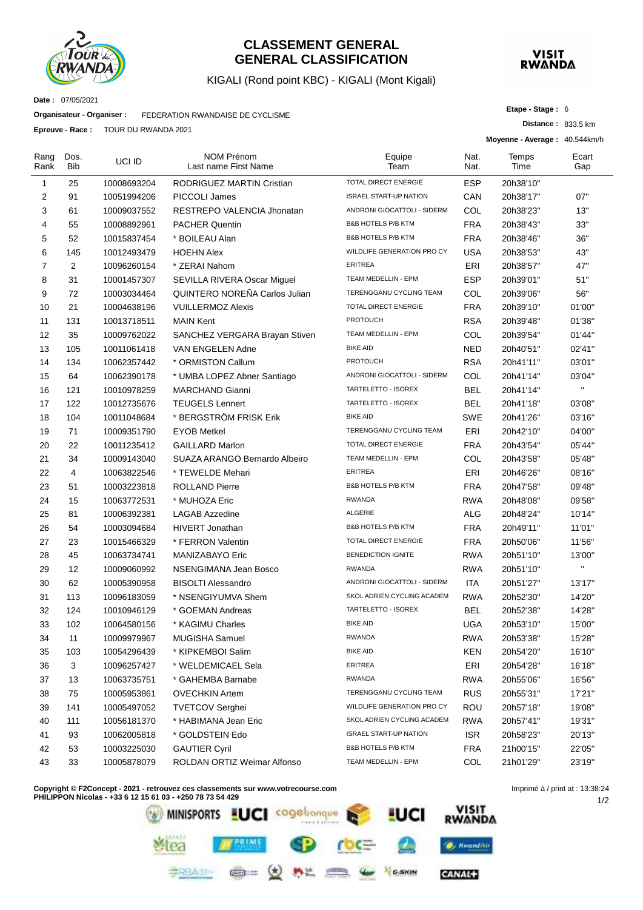# CLASSEMENT GENERAL
# GENERAL CLASSIFICATION

KIGALI (Rond point KBC) - KIGALI (Mont Kigali)

**Date :** 07/05/2021

**Organisateur - Organiser :** FEDERATION RWANDAISE DE CYCLISME

**Epreuve - Race :** TOUR DU RWANDA 2021

**Etape - Stage :** 6

**Distance :** 833.5 km

**Moyenne - Average :** 40.544km/h

| Rang Rank | Dos. Bib | UCI ID | NOM Prénom Last name First Name | Equipe Team | Nat. Nat. | Temps Time | Ecart Gap |
|---|---|---|---|---|---|---|---|
| 1 | 25 | 10008693204 | RODRIGUEZ MARTIN Cristian | TOTAL DIRECT ENERGIE | ESP | 20h38'10" | |
| 2 | 91 | 10051994206 | PICCOLI James | ISRAEL START-UP NATION | CAN | 20h38'17" | 07" |
| 3 | 61 | 10009037552 | RESTREPO VALENCIA Jhonatan | ANDRONI GIOCATTOLI - SIDERM | COL | 20h38'23" | 13" |
| 4 | 55 | 10008892961 | PACHER Quentin | B&B HOTELS P/B KTM | FRA | 20h38'43" | 33" |
| 5 | 52 | 10015837454 | * BOILEAU Alan | B&B HOTELS P/B KTM | FRA | 20h38'46" | 36" |
| 6 | 145 | 10012493479 | HOEHN Alex | WILDLIFE GENERATION PRO CY | USA | 20h38'53" | 43" |
| 7 | 2 | 10096260154 | * ZERAI Nahom | ERITREA | ERI | 20h38'57" | 47" |
| 8 | 31 | 10001457307 | SEVILLA RIVERA Oscar Miguel | TEAM MEDELLIN - EPM | ESP | 20h39'01" | 51" |
| 9 | 72 | 10003034464 | QUINTERO NOREÑA Carlos Julian | TERENGGANU CYCLING TEAM | COL | 20h39'06" | 56" |
| 10 | 21 | 10004638196 | VUILLERMOZ Alexis | TOTAL DIRECT ENERGIE | FRA | 20h39'10" | 01'00" |
| 11 | 131 | 10013718511 | MAIN Kent | PROTOUCH | RSA | 20h39'48" | 01'38" |
| 12 | 35 | 10009762022 | SANCHEZ VERGARA Brayan Stiven | TEAM MEDELLIN - EPM | COL | 20h39'54" | 01'44" |
| 13 | 105 | 10011061418 | VAN ENGELEN Adne | BIKE AID | NED | 20h40'51" | 02'41" |
| 14 | 134 | 10062357442 | * ORMISTON Callum | PROTOUCH | RSA | 20h41'11" | 03'01" |
| 15 | 64 | 10062390178 | * UMBA LOPEZ Abner Santiago | ANDRONI GIOCATTOLI - SIDERM | COL | 20h41'14" | 03'04" |
| 16 | 121 | 10010978259 | MARCHAND Gianni | TARTELETTO - ISOREX | BEL | 20h41'14" | " |
| 17 | 122 | 10012735676 | TEUGELS Lennert | TARTELETTO - ISOREX | BEL | 20h41'18" | 03'08" |
| 18 | 104 | 10011048684 | * BERGSTRÖM FRISK Erik | BIKE AID | SWE | 20h41'26" | 03'16" |
| 19 | 71 | 10009351790 | EYOB Metkel | TERENGGANU CYCLING TEAM | ERI | 20h42'10" | 04'00" |
| 20 | 22 | 10011235412 | GAILLARD Marlon | TOTAL DIRECT ENERGIE | FRA | 20h43'54" | 05'44" |
| 21 | 34 | 10009143040 | SUAZA ARANGO Bernardo Albeiro | TEAM MEDELLIN - EPM | COL | 20h43'58" | 05'48" |
| 22 | 4 | 10063822546 | * TEWELDE Mehari | ERITREA | ERI | 20h46'26" | 08'16" |
| 23 | 51 | 10003223818 | ROLLAND Pierre | B&B HOTELS P/B KTM | FRA | 20h47'58" | 09'48" |
| 24 | 15 | 10063772531 | * MUHOZA Eric | RWANDA | RWA | 20h48'08" | 09'58" |
| 25 | 81 | 10006392381 | LAGAB Azzedine | ALGERIE | ALG | 20h48'24" | 10'14" |
| 26 | 54 | 10003094684 | HIVERT Jonathan | B&B HOTELS P/B KTM | FRA | 20h49'11" | 11'01" |
| 27 | 23 | 10015466329 | * FERRON Valentin | TOTAL DIRECT ENERGIE | FRA | 20h50'06" | 11'56" |
| 28 | 45 | 10063734741 | MANIZABAYO Eric | BENEDICTION IGNITE | RWA | 20h51'10" | 13'00" |
| 29 | 12 | 10009060992 | NSENGIMANA Jean Bosco | RWANDA | RWA | 20h51'10" | " |
| 30 | 62 | 10005390958 | BISOLTI Alessandro | ANDRONI GIOCATTOLI - SIDERM | ITA | 20h51'27" | 13'17" |
| 31 | 113 | 10096183059 | * NSENGIYUMVA Shem | SKOL ADRIEN CYCLING ACADEM | RWA | 20h52'30" | 14'20" |
| 32 | 124 | 10010946129 | * GOEMAN Andreas | TARTELETTO - ISOREX | BEL | 20h52'38" | 14'28" |
| 33 | 102 | 10064580156 | * KAGIMU Charles | BIKE AID | UGA | 20h53'10" | 15'00" |
| 34 | 11 | 10009979967 | MUGISHA Samuel | RWANDA | RWA | 20h53'38" | 15'28" |
| 35 | 103 | 10054296439 | * KIPKEMBOI Salim | BIKE AID | KEN | 20h54'20" | 16'10" |
| 36 | 3 | 10096257427 | * WELDEMICAEL Sela | ERITREA | ERI | 20h54'28" | 16'18" |
| 37 | 13 | 10063735751 | * GAHEMBA Barnabe | RWANDA | RWA | 20h55'06" | 16'56" |
| 38 | 75 | 10005953861 | OVECHKIN Artem | TERENGGANU CYCLING TEAM | RUS | 20h55'31" | 17'21" |
| 39 | 141 | 10005497052 | TVETCOV Serghei | WILDLIFE GENERATION PRO CY | ROU | 20h57'18" | 19'08" |
| 40 | 111 | 10056181370 | * HABIMANA Jean Eric | SKOL ADRIEN CYCLING ACADEM | RWA | 20h57'41" | 19'31" |
| 41 | 93 | 10062005818 | * GOLDSTEIN Edo | ISRAEL START-UP NATION | ISR | 20h58'23" | 20'13" |
| 42 | 53 | 10003225030 | GAUTIER Cyril | B&B HOTELS P/B KTM | FRA | 21h00'15" | 22'05" |
| 43 | 33 | 10005878079 | ROLDAN ORTIZ Weimar Alfonso | TEAM MEDELLIN - EPM | COL | 21h01'29" | 23'19" |

**Copyright © F2Concept - 2021 - retrouvez ces classements sur www.votrecourse.com**
**PHILIPPON Nicolas - +33 6 12 15 61 03 - +250 78 73 54 429**

Imprimé à / print at : 13:38:24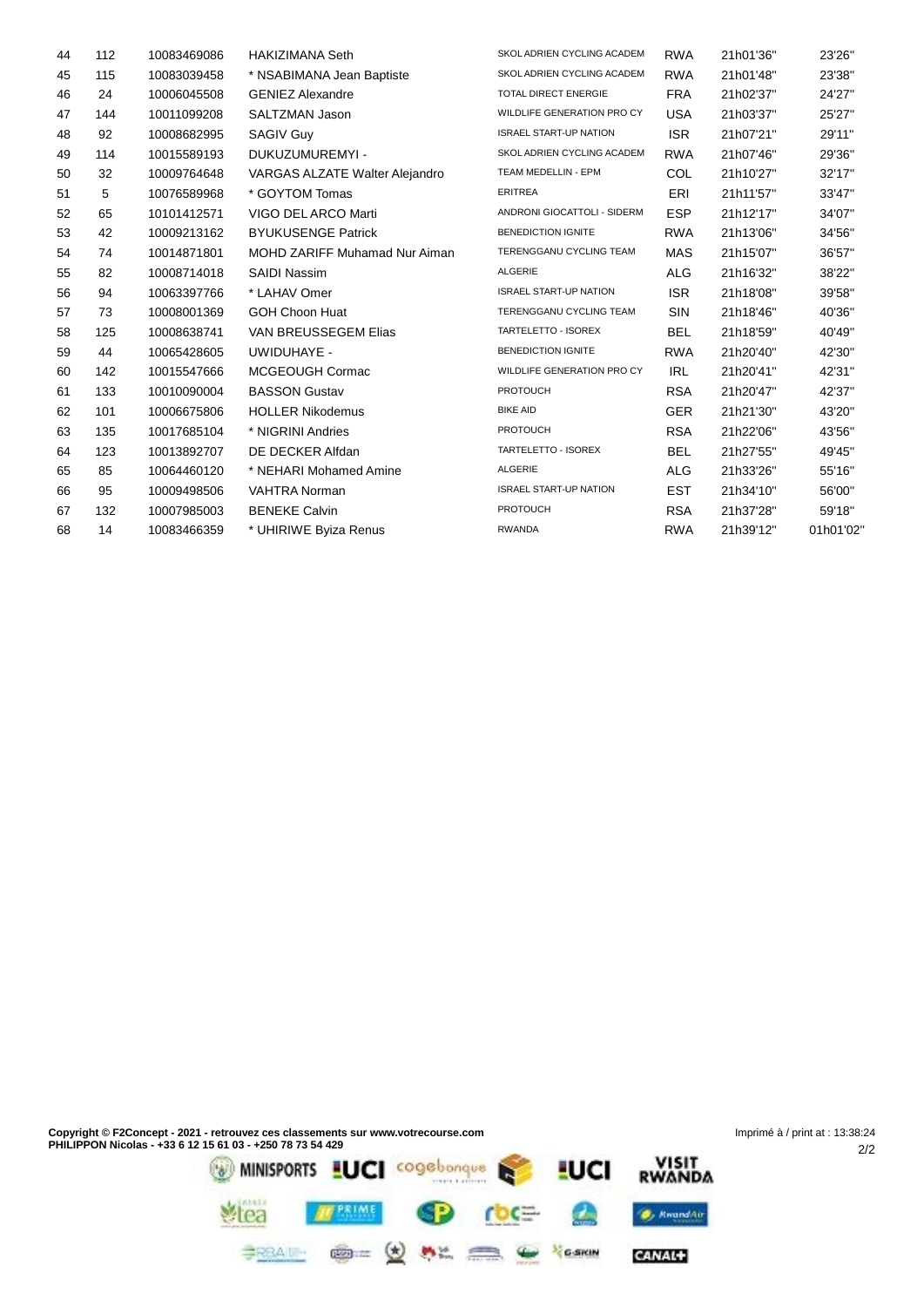| 44 | 112 | 10083469086 | HAKIZIMANA Seth | SKOL ADRIEN CYCLING ACADEM | RWA | 21h01'36'' | 23'26'' |
|---|---|---|---|---|---|---|---|
| 45 | 115 | 10083039458 | * NSABIMANA Jean Baptiste | SKOL ADRIEN CYCLING ACADEM | RWA | 21h01'48'' | 23'38'' |
| 46 | 24 | 10006045508 | GENIEZ Alexandre | TOTAL DIRECT ENERGIE | FRA | 21h02'37'' | 24'27'' |
| 47 | 144 | 10011099208 | SALTZMAN Jason | WILDLIFE GENERATION PRO CY | USA | 21h03'37'' | 25'27'' |
| 48 | 92 | 10008682995 | SAGIV Guy | ISRAEL START-UP NATION | ISR | 21h07'21'' | 29'11'' |
| 49 | 114 | 10015589193 | DUKUZUMUREMYI - | SKOL ADRIEN CYCLING ACADEM | RWA | 21h07'46'' | 29'36'' |
| 50 | 32 | 10009764648 | VARGAS ALZATE Walter Alejandro | TEAM MEDELLIN - EPM | COL | 21h10'27'' | 32'17'' |
| 51 | 5 | 10076589968 | * GOYTOM Tomas | ERITREA | ERI | 21h11'57'' | 33'47'' |
| 52 | 65 | 10101412571 | VIGO DEL ARCO Marti | ANDRONI GIOCATTOLI - SIDERM | ESP | 21h12'17'' | 34'07'' |
| 53 | 42 | 10009213162 | BYUKUSENGE Patrick | BENEDICTION IGNITE | RWA | 21h13'06'' | 34'56'' |
| 54 | 74 | 10014871801 | MOHD ZARIFF Muhamad Nur Aiman | TERENGGANU CYCLING TEAM | MAS | 21h15'07'' | 36'57'' |
| 55 | 82 | 10008714018 | SAIDI Nassim | ALGERIE | ALG | 21h16'32'' | 38'22'' |
| 56 | 94 | 10063397766 | * LAHAV Omer | ISRAEL START-UP NATION | ISR | 21h18'08'' | 39'58'' |
| 57 | 73 | 10008001369 | GOH Choon Huat | TERENGGANU CYCLING TEAM | SIN | 21h18'46'' | 40'36'' |
| 58 | 125 | 10008638741 | VAN BREUSSEGEM Elias | TARTELETTO - ISOREX | BEL | 21h18'59'' | 40'49'' |
| 59 | 44 | 10065428605 | UWIDUHAYE - | BENEDICTION IGNITE | RWA | 21h20'40'' | 42'30'' |
| 60 | 142 | 10015547666 | MCGEOUGH Cormac | WILDLIFE GENERATION PRO CY | IRL | 21h20'41'' | 42'31'' |
| 61 | 133 | 10010090004 | BASSON Gustav | PROTOUCH | RSA | 21h20'47'' | 42'37'' |
| 62 | 101 | 10006675806 | HOLLER Nikodemus | BIKE AID | GER | 21h21'30'' | 43'20'' |
| 63 | 135 | 10017685104 | * NIGRINI Andries | PROTOUCH | RSA | 21h22'06'' | 43'56'' |
| 64 | 123 | 10013892707 | DE DECKER Alfdan | TARTELETTO - ISOREX | BEL | 21h27'55'' | 49'45'' |
| 65 | 85 | 10064460120 | * NEHARI Mohamed Amine | ALGERIE | ALG | 21h33'26'' | 55'16'' |
| 66 | 95 | 10009498506 | VAHTRA Norman | ISRAEL START-UP NATION | EST | 21h34'10'' | 56'00'' |
| 67 | 132 | 10007985003 | BENEKE Calvin | PROTOUCH | RSA | 21h37'28'' | 59'18'' |
| 68 | 14 | 10083466359 | * UHIRIWE Byiza Renus | RWANDA | RWA | 21h39'12'' | 01h01'02'' |

**Copyright © F2Concept - 2021 - retrouvez ces classements sur www.votrecourse.com**
**PHILIPPON Nicolas - +33 6 12 15 61 03 - +250 78 73 54 429**

Imprimé à / print at : 13:38:24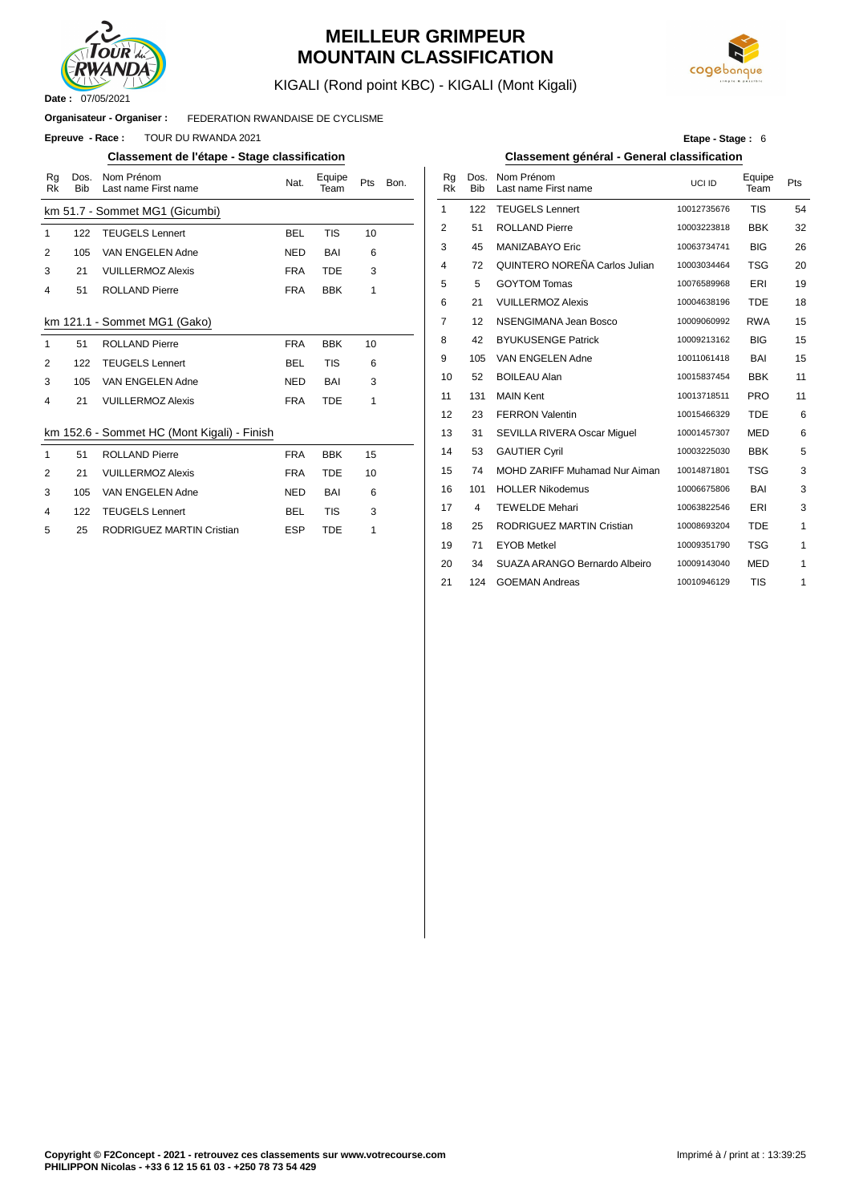# MEILLEUR GRIMPEUR
# MOUNTAIN CLASSIFICATION

KIGALI (Rond point KBC) - KIGALI (Mont Kigali)

**Date :** 07/05/2021

**Organisateur - Organiser :** FEDERATION RWANDAISE DE CYCLISME

**Epreuve - Race :** TOUR DU RWANDA 2021

**Etape - Stage :** 6

## Classement de l'étape - Stage classification

### km 51.7 - Sommet MG1 (Gicumbi)

| Rg Rk | Dos. Bib | Nom Prénom Last name First name | Nat. | Equipe Team | Pts | Bon. |
|---|---|---|---|---|---|---|
| 1 | 122 | TEUGELS Lennert | BEL | TIS | 10 | |
| 2 | 105 | VAN ENGELEN Adne | NED | BAI | 6 | |
| 3 | 21 | VUILLERMOZ Alexis | FRA | TDE | 3 | |
| 4 | 51 | ROLLAND Pierre | FRA | BBK | 1 | |

### km 121.1 - Sommet MG1 (Gako)

| Rg Rk | Dos. Bib | Nom Prénom Last name First name | Nat. | Equipe Team | Pts | Bon. |
|---|---|---|---|---|---|---|
| 1 | 51 | ROLLAND Pierre | FRA | BBK | 10 | |
| 2 | 122 | TEUGELS Lennert | BEL | TIS | 6 | |
| 3 | 105 | VAN ENGELEN Adne | NED | BAI | 3 | |
| 4 | 21 | VUILLERMOZ Alexis | FRA | TDE | 1 | |

### km 152.6 - Sommet HC (Mont Kigali) - Finish

| Rg Rk | Dos. Bib | Nom Prénom Last name First name | Nat. | Equipe Team | Pts | Bon. |
|---|---|---|---|---|---|---|
| 1 | 51 | ROLLAND Pierre | FRA | BBK | 15 | |
| 2 | 21 | VUILLERMOZ Alexis | FRA | TDE | 10 | |
| 3 | 105 | VAN ENGELEN Adne | NED | BAI | 6 | |
| 4 | 122 | TEUGELS Lennert | BEL | TIS | 3 | |
| 5 | 25 | RODRIGUEZ MARTIN Cristian | ESP | TDE | 1 | |

## Classement général - General classification

| Rg Rk | Dos. Bib | Nom Prénom Last name First name | UCI ID | Equipe Team | Pts |
|---|---|---|---|---|---|
| 1 | 122 | TEUGELS Lennert | 10012735676 | TIS | 54 |
| 2 | 51 | ROLLAND Pierre | 10003223818 | BBK | 32 |
| 3 | 45 | MANIZABAYO Eric | 10063734741 | BIG | 26 |
| 4 | 72 | QUINTERO NOREÑA Carlos Julian | 10003034464 | TSG | 20 |
| 5 | 5 | GOYTOM Tomas | 10076589968 | ERI | 19 |
| 6 | 21 | VUILLERMOZ Alexis | 10004638196 | TDE | 18 |
| 7 | 12 | NSENGIMANA Jean Bosco | 10009060992 | RWA | 15 |
| 8 | 42 | BYUKUSENGE Patrick | 10009213162 | BIG | 15 |
| 9 | 105 | VAN ENGELEN Adne | 10011061418 | BAI | 15 |
| 10 | 52 | BOILEAU Alan | 10015837454 | BBK | 11 |
| 11 | 131 | MAIN Kent | 10013718511 | PRO | 11 |
| 12 | 23 | FERRON Valentin | 10015466329 | TDE | 6 |
| 13 | 31 | SEVILLA RIVERA Oscar Miguel | 10001457307 | MED | 6 |
| 14 | 53 | GAUTIER Cyril | 10003225030 | BBK | 5 |
| 15 | 74 | MOHD ZARIFF Muhamad Nur Aiman | 10014871801 | TSG | 3 |
| 16 | 101 | HOLLER Nikodemus | 10006675806 | BAI | 3 |
| 17 | 4 | TEWELDE Mehari | 10063822546 | ERI | 3 |
| 18 | 25 | RODRIGUEZ MARTIN Cristian | 10008693204 | TDE | 1 |
| 19 | 71 | EYOB Metkel | 10009351790 | TSG | 1 |
| 20 | 34 | SUAZA ARANGO Bernardo Albeiro | 10009143040 | MED | 1 |
| 21 | 124 | GOEMAN Andreas | 10010946129 | TIS | 1 |

**Copyright © F2Concept - 2021 - retrouvez ces classements sur www.votrecourse.com**
**PHILIPPON Nicolas - +33 6 12 15 61 03 - +250 78 73 54 429**

Imprimé à / print at : 13:39:25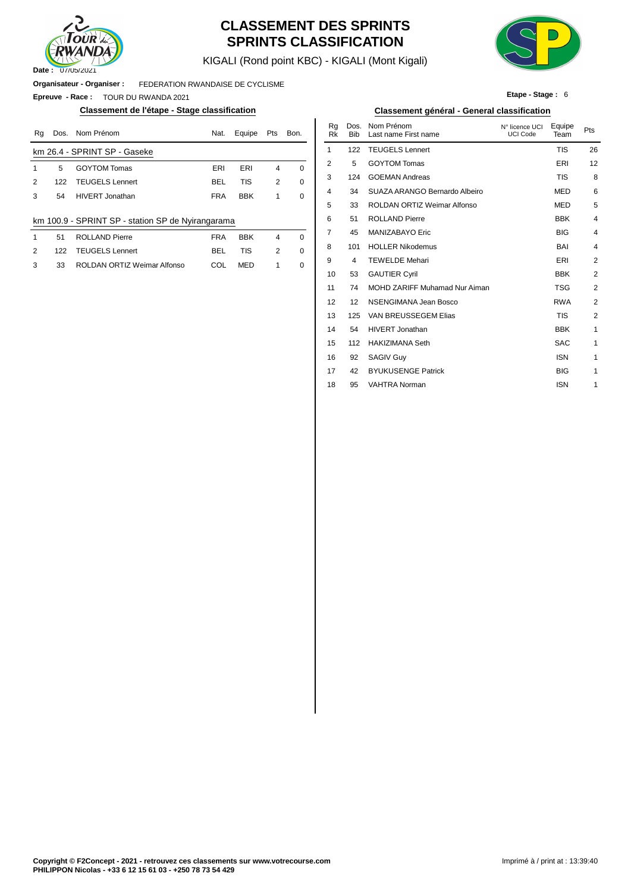# CLASSEMENT DES SPRINTS
# SPRINTS CLASSIFICATION

KIGALI (Rond point KBC) - KIGALI (Mont Kigali)

**Date :** 07/05/2021

**Organisateur - Organiser :** FEDERATION RWANDAISE DE CYCLISME

**Epreuve - Race :** TOUR DU RWANDA 2021

**Etape - Stage :** 6

## Classement de l'étape - Stage classification

| Rg | Dos. | Nom Prénom | Nat. | Equipe | Pts | Bon. |
|---|---|---|---|---|---|---|
| **km 26.4 - SPRINT SP - Gaseke** | | | | | | |
| 1 | 5 | GOYTOM Tomas | ERI | ERI | 4 | 0 |
| 2 | 122 | TEUGELS Lennert | BEL | TIS | 2 | 0 |
| 3 | 54 | HIVERT Jonathan | FRA | BBK | 1 | 0 |
| **km 100.9 - SPRINT SP - station SP de Nyirangarama** | | | | | | |
| 1 | 51 | ROLLAND Pierre | FRA | BBK | 4 | 0 |
| 2 | 122 | TEUGELS Lennert | BEL | TIS | 2 | 0 |
| 3 | 33 | ROLDAN ORTIZ Weimar Alfonso | COL | MED | 1 | 0 |

## Classement général - General classification

| Rg Rk | Dos. Bib | Nom Prénom Last name First name | N° licence UCI UCI Code | Equipe Team | Pts |
|---|---|---|---|---|---|
| 1 | 122 | TEUGELS Lennert | | TIS | 26 |
| 2 | 5 | GOYTOM Tomas | | ERI | 12 |
| 3 | 124 | GOEMAN Andreas | | TIS | 8 |
| 4 | 34 | SUAZA ARANGO Bernardo Albeiro | | MED | 6 |
| 5 | 33 | ROLDAN ORTIZ Weimar Alfonso | | MED | 5 |
| 6 | 51 | ROLLAND Pierre | | BBK | 4 |
| 7 | 45 | MANIZABAYO Eric | | BIG | 4 |
| 8 | 101 | HOLLER Nikodemus | | BAI | 4 |
| 9 | 4 | TEWELDE Mehari | | ERI | 2 |
| 10 | 53 | GAUTIER Cyril | | BBK | 2 |
| 11 | 74 | MOHD ZARIFF Muhamad Nur Aiman | | TSG | 2 |
| 12 | 12 | NSENGIMANA Jean Bosco | | RWA | 2 |
| 13 | 125 | VAN BREUSSEGEM Elias | | TIS | 2 |
| 14 | 54 | HIVERT Jonathan | | BBK | 1 |
| 15 | 112 | HAKIZIMANA Seth | | SAC | 1 |
| 16 | 92 | SAGIV Guy | | ISN | 1 |
| 17 | 42 | BYUKUSENGE Patrick | | BIG | 1 |
| 18 | 95 | VAHTRA Norman | | ISN | 1 |

**Copyright © F2Concept - 2021 - retrouvez ces classements sur www.votrecourse.com**
**PHILIPPON Nicolas - +33 6 12 15 61 03 - +250 78 73 54 429**

Imprimé à / print at : 13:39:40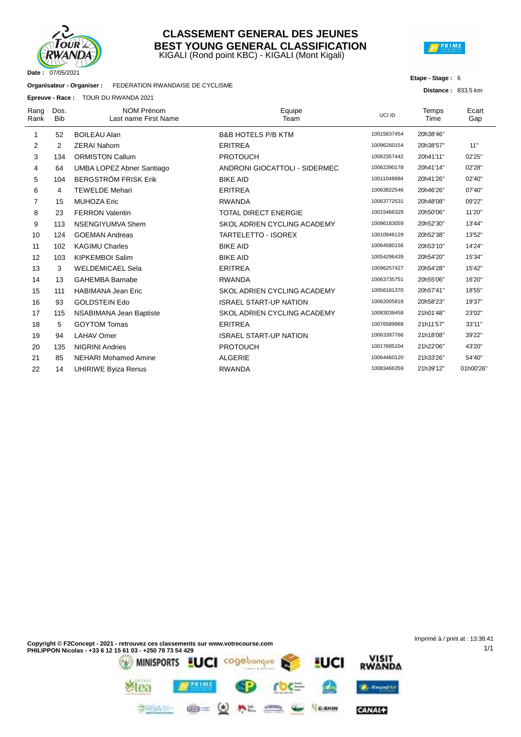# CLASSEMENT GENERAL DES JEUNES
## BEST YOUNG GENERAL CLASSIFICATION

KIGALI (Rond point KBC) - KIGALI (Mont Kigali)

**Date :** 07/05/2021

**Etape - Stage :** 6

**Organisateur - Organiser :** FEDERATION RWANDAISE DE CYCLISME

**Distance :** 833.5 km

**Epreuve - Race :** TOUR DU RWANDA 2021

| Rang Rank | Dos. Bib | NOM Prénom Last name First Name | Equipe Team | UCI ID | Temps Time | Ecart Gap |
|---|---|---|---|---|---|---|
| 1 | 52 | BOILEAU Alan | B&B HOTELS P/B KTM | 10015837454 | 20h38'46'' | |
| 2 | 2 | ZERAI Nahom | ERITREA | 10096260154 | 20h38'57'' | 11'' |
| 3 | 134 | ORMISTON Callum | PROTOUCH | 10062357442 | 20h41'11'' | 02'25'' |
| 4 | 64 | UMBA LOPEZ Abner Santiago | ANDRONI GIOCATTOLI - SIDERMEC | 10062390178 | 20h41'14'' | 02'28'' |
| 5 | 104 | BERGSTRÖM FRISK Erik | BIKE AID | 10011048684 | 20h41'26'' | 02'40'' |
| 6 | 4 | TEWELDE Mehari | ERITREA | 10063822546 | 20h46'26'' | 07'40'' |
| 7 | 15 | MUHOZA Eric | RWANDA | 10063772531 | 20h48'08'' | 09'22'' |
| 8 | 23 | FERRON Valentin | TOTAL DIRECT ENERGIE | 10015466329 | 20h50'06'' | 11'20'' |
| 9 | 113 | NSENGIYUMVA Shem | SKOL ADRIEN CYCLING ACADEMY | 10096183059 | 20h52'30'' | 13'44'' |
| 10 | 124 | GOEMAN Andreas | TARTELETTO - ISOREX | 10010946129 | 20h52'38'' | 13'52'' |
| 11 | 102 | KAGIMU Charles | BIKE AID | 10064580156 | 20h53'10'' | 14'24'' |
| 12 | 103 | KIPKEMBOI Salim | BIKE AID | 10054296439 | 20h54'20'' | 15'34'' |
| 13 | 3 | WELDEMICAEL Sela | ERITREA | 10096257427 | 20h54'28'' | 15'42'' |
| 14 | 13 | GAHEMBA Barnabe | RWANDA | 10063735751 | 20h55'06'' | 16'20'' |
| 15 | 111 | HABIMANA Jean Eric | SKOL ADRIEN CYCLING ACADEMY | 10056181370 | 20h57'41'' | 18'55'' |
| 16 | 93 | GOLDSTEIN Edo | ISRAEL START-UP NATION | 10062005818 | 20h58'23'' | 19'37'' |
| 17 | 115 | NSABIMANA Jean Baptiste | SKOL ADRIEN CYCLING ACADEMY | 10083039458 | 21h01'48'' | 23'02'' |
| 18 | 5 | GOYTOM Tomas | ERITREA | 10076589968 | 21h11'57'' | 33'11'' |
| 19 | 94 | LAHAV Omer | ISRAEL START-UP NATION | 10063397766 | 21h18'08'' | 39'22'' |
| 20 | 135 | NIGRINI Andries | PROTOUCH | 10017685104 | 21h22'06'' | 43'20'' |
| 21 | 85 | NEHARI Mohamed Amine | ALGERIE | 10064460120 | 21h33'26'' | 54'40'' |
| 22 | 14 | UHIRIWE Byiza Renus | RWANDA | 10083466359 | 21h39'12'' | 01h00'26'' |

**Copyright © F2Concept - 2021 - retrouvez ces classements sur www.votrecourse.com**
**PHILIPPON Nicolas - +33 6 12 15 61 03 - +250 78 73 54 429**

Imprimé à / print at : 13:38:41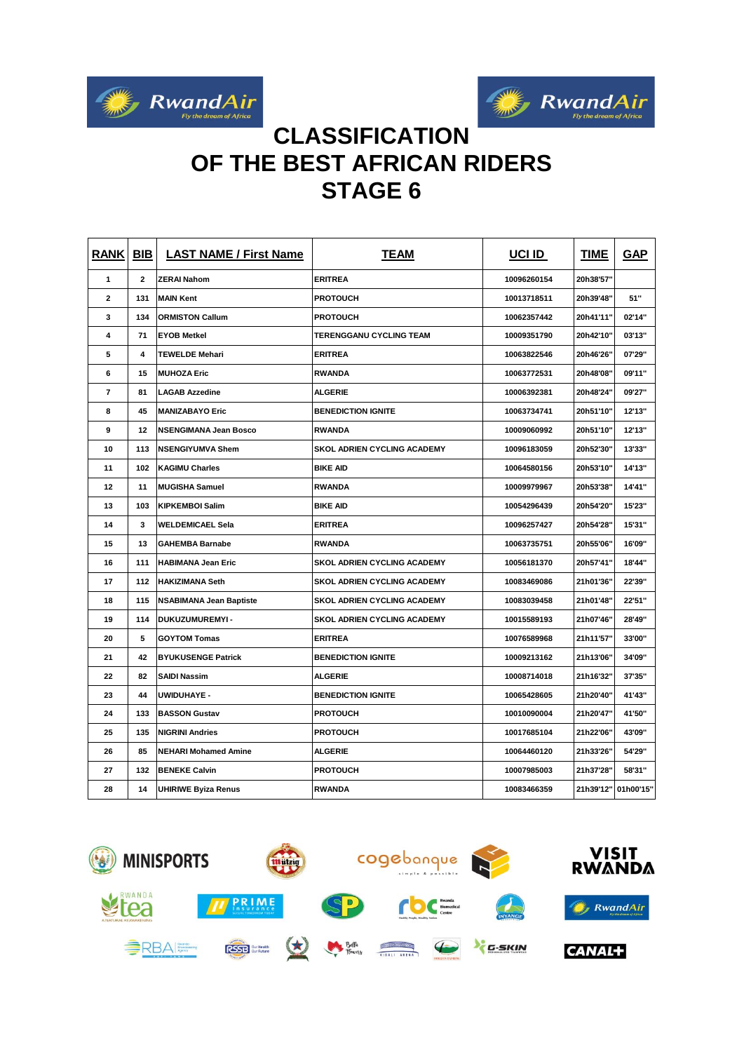# CLASSIFICATION
# OF THE BEST AFRICAN RIDERS
# STAGE 6

| RANK | BIB | LAST NAME / First Name | TEAM | UCI ID | TIME | GAP |
|---|---|---|---|---|---|---|
| 1 | 2 | ZERAI Nahom | ERITREA | 10096260154 | 20h38'57" | |
| 2 | 131 | MAIN Kent | PROTOUCH | 10013718511 | 20h39'48" | 51" |
| 3 | 134 | ORMISTON Callum | PROTOUCH | 10062357442 | 20h41'11" | 02'14" |
| 4 | 71 | EYOB Metkel | TERENGGANU CYCLING TEAM | 10009351790 | 20h42'10" | 03'13" |
| 5 | 4 | TEWELDE Mehari | ERITREA | 10063822546 | 20h46'26" | 07'29" |
| 6 | 15 | MUHOZA Eric | RWANDA | 10063772531 | 20h48'08" | 09'11" |
| 7 | 81 | LAGAB Azzedine | ALGERIE | 10006392381 | 20h48'24" | 09'27" |
| 8 | 45 | MANIZABAYO Eric | BENEDICTION IGNITE | 10063734741 | 20h51'10" | 12'13" |
| 9 | 12 | NSENGIMANA Jean Bosco | RWANDA | 10009060992 | 20h51'10" | 12'13" |
| 10 | 113 | NSENGIYUMVA Shem | SKOL ADRIEN CYCLING ACADEMY | 10096183059 | 20h52'30" | 13'33" |
| 11 | 102 | KAGIMU Charles | BIKE AID | 10064580156 | 20h53'10" | 14'13" |
| 12 | 11 | MUGISHA Samuel | RWANDA | 10009979967 | 20h53'38" | 14'41" |
| 13 | 103 | KIPKEMBOI Salim | BIKE AID | 10054296439 | 20h54'20" | 15'23" |
| 14 | 3 | WELDEMICAEL Sela | ERITREA | 10096257427 | 20h54'28" | 15'31" |
| 15 | 13 | GAHEMBA Barnabe | RWANDA | 10063735751 | 20h55'06" | 16'09" |
| 16 | 111 | HABIMANA Jean Eric | SKOL ADRIEN CYCLING ACADEMY | 10056181370 | 20h57'41" | 18'44" |
| 17 | 112 | HAKIZIMANA Seth | SKOL ADRIEN CYCLING ACADEMY | 10083469086 | 21h01'36" | 22'39" |
| 18 | 115 | NSABIMANA Jean Baptiste | SKOL ADRIEN CYCLING ACADEMY | 10083039458 | 21h01'48" | 22'51" |
| 19 | 114 | DUKUZUMUREMYI - | SKOL ADRIEN CYCLING ACADEMY | 10015589193 | 21h07'46" | 28'49" |
| 20 | 5 | GOYTOM Tomas | ERITREA | 10076589968 | 21h11'57" | 33'00" |
| 21 | 42 | BYUKUSENGE Patrick | BENEDICTION IGNITE | 10009213162 | 21h13'06" | 34'09" |
| 22 | 82 | SAIDI Nassim | ALGERIE | 10008714018 | 21h16'32" | 37'35" |
| 23 | 44 | UWIDUHAYE - | BENEDICTION IGNITE | 10065428605 | 21h20'40" | 41'43" |
| 24 | 133 | BASSON Gustav | PROTOUCH | 10010090004 | 21h20'47" | 41'50" |
| 25 | 135 | NIGRINI Andries | PROTOUCH | 10017685104 | 21h22'06" | 43'09" |
| 26 | 85 | NEHARI Mohamed Amine | ALGERIE | 10064460120 | 21h33'26" | 54'29" |
| 27 | 132 | BENEKE Calvin | PROTOUCH | 10007985003 | 21h37'28" | 58'31" |
| 28 | 14 | UHIRIWE Byiza Renus | RWANDA | 10083466359 | 21h39'12" | 01h00'15" |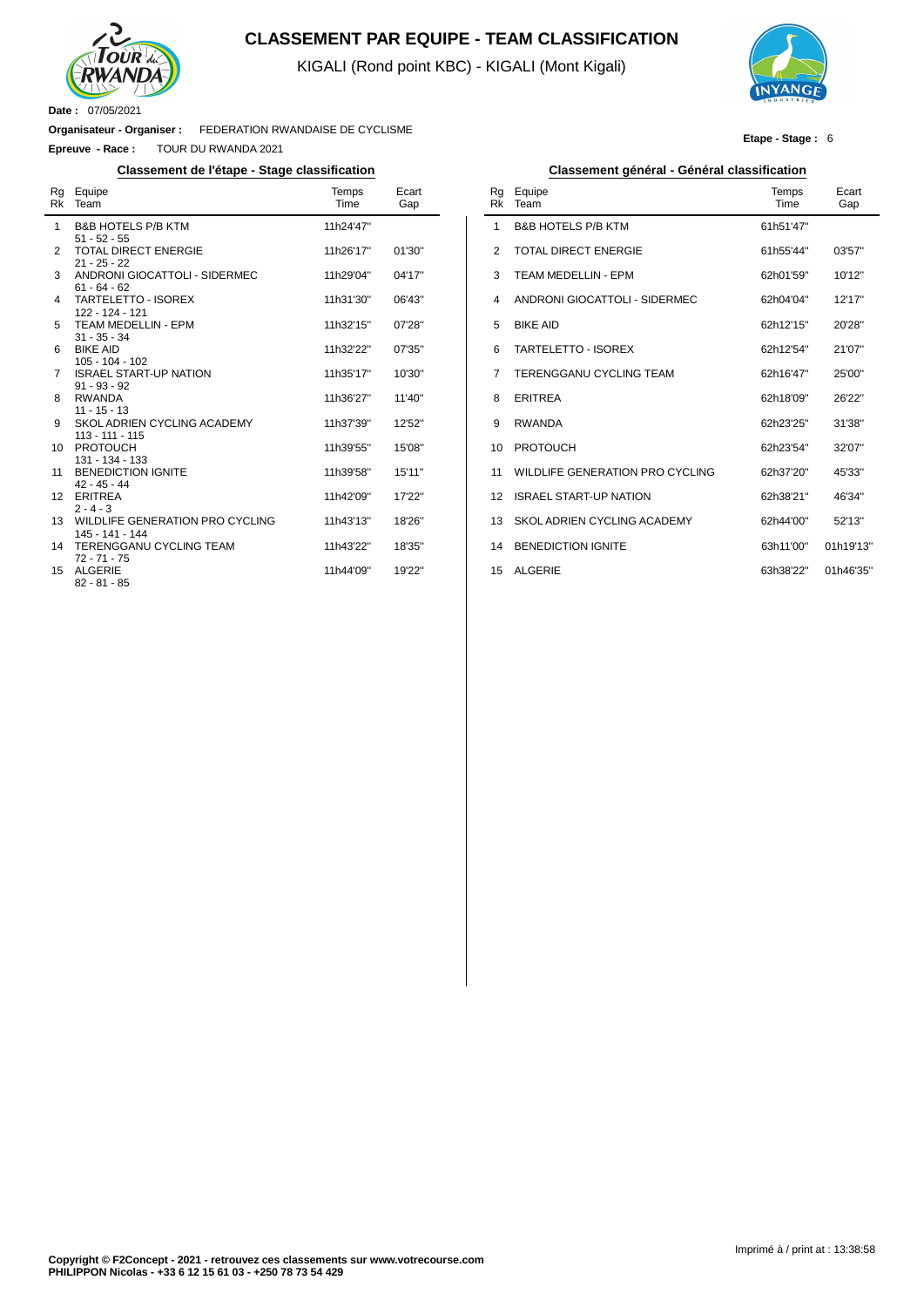# CLASSEMENT PAR EQUIPE - TEAM CLASSIFICATION

KIGALI (Rond point KBC) - KIGALI (Mont Kigali)

**Date :** 07/05/2021

**Organisateur - Organiser :** FEDERATION RWANDAISE DE CYCLISME

**Epreuve - Race :** TOUR DU RWANDA 2021

**Etape - Stage :** 6

## Classement de l'étape - Stage classification

| Rg Rk | Equipe Team | Temps Time | Ecart Gap |
|---|---|---|---|
| 1 | B&B HOTELS P/B KTM<br>51 - 52 - 55 | 11h24'47'' | |
| 2 | TOTAL DIRECT ENERGIE<br>21 - 25 - 22 | 11h26'17'' | 01'30'' |
| 3 | ANDRONI GIOCATTOLI - SIDERMEC<br>61 - 64 - 62 | 11h29'04'' | 04'17'' |
| 4 | TARTELETTO - ISOREX<br>122 - 124 - 121 | 11h31'30'' | 06'43'' |
| 5 | TEAM MEDELLIN - EPM<br>31 - 35 - 34 | 11h32'15'' | 07'28'' |
| 6 | BIKE AID<br>105 - 104 - 102 | 11h32'22'' | 07'35'' |
| 7 | ISRAEL START-UP NATION<br>91 - 93 - 92 | 11h35'17'' | 10'30'' |
| 8 | RWANDA<br>11 - 15 - 13 | 11h36'27'' | 11'40'' |
| 9 | SKOL ADRIEN CYCLING ACADEMY<br>113 - 111 - 115 | 11h37'39'' | 12'52'' |
| 10 | PROTOUCH<br>131 - 134 - 133 | 11h39'55'' | 15'08'' |
| 11 | BENEDICTION IGNITE<br>42 - 45 - 44 | 11h39'58'' | 15'11'' |
| 12 | ERITREA<br>2 - 4 - 3 | 11h42'09'' | 17'22'' |
| 13 | WILDLIFE GENERATION PRO CYCLING<br>145 - 141 - 144 | 11h43'13'' | 18'26'' |
| 14 | TERENGGANU CYCLING TEAM<br>72 - 71 - 75 | 11h43'22'' | 18'35'' |
| 15 | ALGERIE<br>82 - 81 - 85 | 11h44'09'' | 19'22'' |

## Classement général - Général classification

| Rg Rk | Equipe Team | Temps Time | Ecart Gap |
|---|---|---|---|
| 1 | B&B HOTELS P/B KTM | 61h51'47'' | |
| 2 | TOTAL DIRECT ENERGIE | 61h55'44'' | 03'57'' |
| 3 | TEAM MEDELLIN - EPM | 62h01'59'' | 10'12'' |
| 4 | ANDRONI GIOCATTOLI - SIDERMEC | 62h04'04'' | 12'17'' |
| 5 | BIKE AID | 62h12'15'' | 20'28'' |
| 6 | TARTELETTO - ISOREX | 62h12'54'' | 21'07'' |
| 7 | TERENGGANU CYCLING TEAM | 62h16'47'' | 25'00'' |
| 8 | ERITREA | 62h18'09'' | 26'22'' |
| 9 | RWANDA | 62h23'25'' | 31'38'' |
| 10 | PROTOUCH | 62h23'54'' | 32'07'' |
| 11 | WILDLIFE GENERATION PRO CYCLING | 62h37'20'' | 45'33'' |
| 12 | ISRAEL START-UP NATION | 62h38'21'' | 46'34'' |
| 13 | SKOL ADRIEN CYCLING ACADEMY | 62h44'00'' | 52'13'' |
| 14 | BENEDICTION IGNITE | 63h11'00'' | 01h19'13'' |
| 15 | ALGERIE | 63h38'22'' | 01h46'35'' |

**Copyright © F2Concept - 2021 - retrouvez ces classements sur www.votrecourse.com**
**PHILIPPON Nicolas - +33 6 12 15 61 03 - +250 78 73 54 429**

Imprimé à / print at : 13:38:58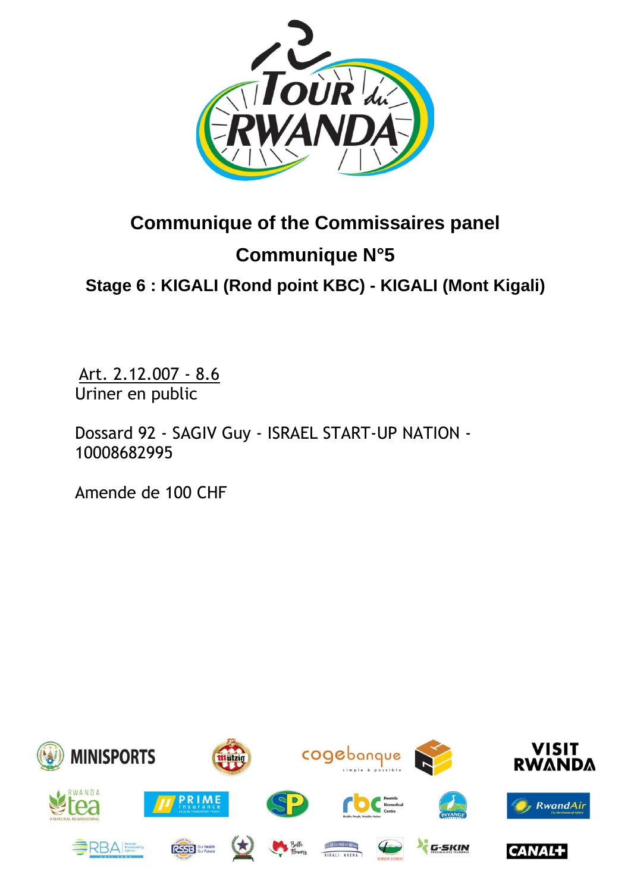# Communique of the Commissaires panel

## Communique N°5

### Stage 6 : KIGALI (Rond point KBC) - KIGALI (Mont Kigali)

Art. 2.12.007 - 8.6
Uriner en public

Dossard 92 - SAGIV Guy - ISRAEL START-UP NATION - 10008682995

Amende de 100 CHF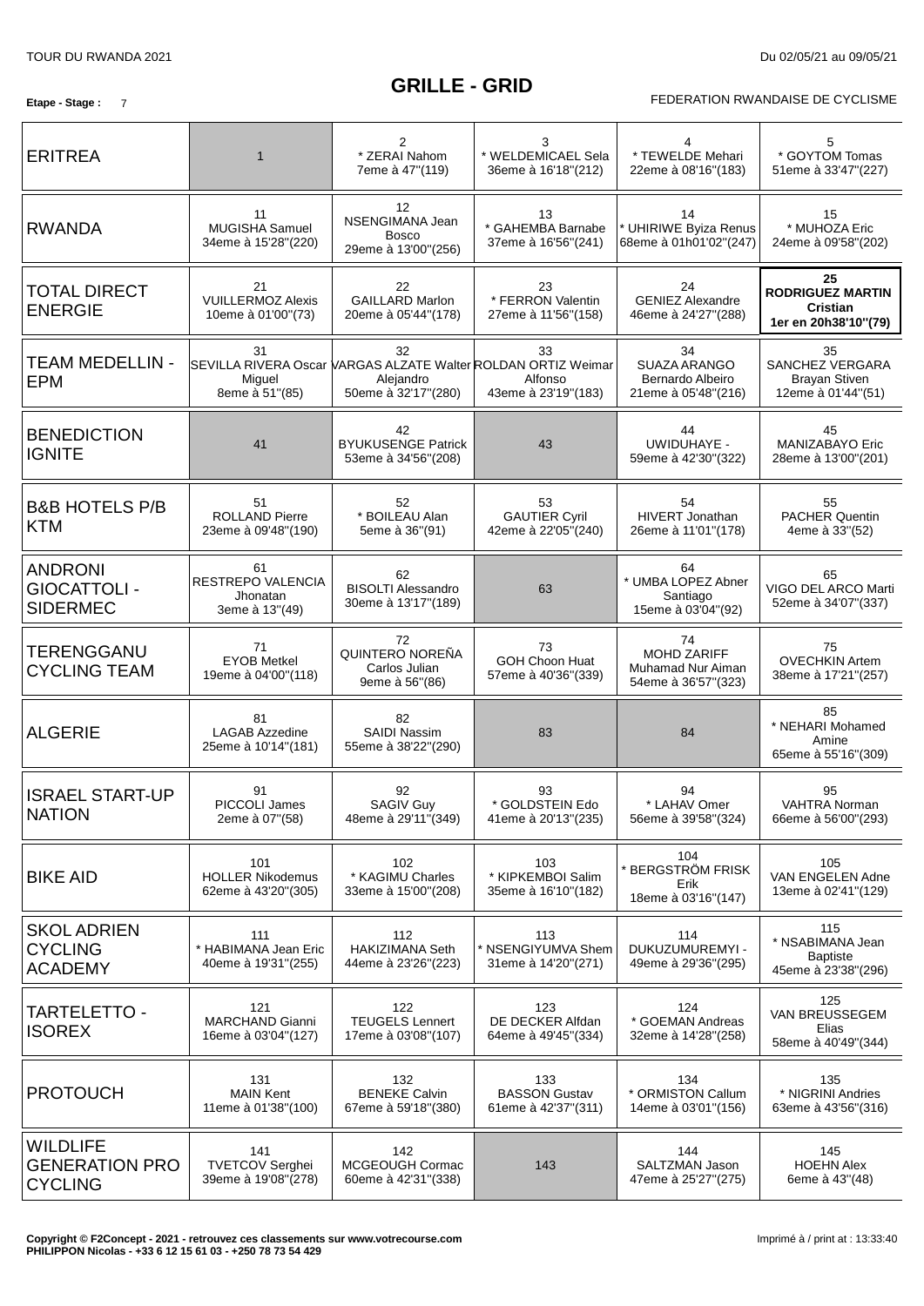# GRILLE - GRID

**Etape - Stage :** 7

FEDERATION RWANDAISE DE CYCLISME

| Équipe | | | | | |
|---|---|---|---|---|---|
| ERITREA | 1 | 2<br>* ZERAI Nahom<br>7eme à 47''(119) | 3<br>* WELDEMICAEL Sela<br>36eme à 16'18''(212) | 4<br>* TEWELDE Mehari<br>22eme à 08'16''(183) | 5<br>* GOYTOM Tomas<br>51eme à 33'47''(227) |
| RWANDA | 11<br>MUGISHA Samuel<br>34eme à 15'28''(220) | 12<br>NSENGIMANA Jean Bosco<br>29eme à 13'00''(256) | 13<br>* GAHEMBA Barnabe<br>37eme à 16'56''(241) | 14<br>* UHIRIWE Byiza Renus<br>68eme à 01h01'02''(247) | 15<br>* MUHOZA Eric<br>24eme à 09'58''(202) |
| TOTAL DIRECT ENERGIE | 21<br>VUILLERMOZ Alexis<br>10eme à 01'00''(73) | 22<br>GAILLARD Marlon<br>20eme à 05'44''(178) | 23<br>* FERRON Valentin<br>27eme à 11'56''(158) | 24<br>GENIEZ Alexandre<br>46eme à 24'27''(288) | **25<br>RODRIGUEZ MARTIN Cristian<br>1er en 20h38'10''(79)** |
| TEAM MEDELLIN - EPM | 31<br>SEVILLA RIVERA Oscar Miguel<br>8eme à 51''(85) | 32<br>VARGAS ALZATE Walter Alejandro<br>50eme à 32'17''(280) | 33<br>ROLDAN ORTIZ Weimar Alfonso<br>43eme à 23'19''(183) | 34<br>SUAZA ARANGO Bernardo Albeiro<br>21eme à 05'48''(216) | 35<br>SANCHEZ VERGARA Brayan Stiven<br>12eme à 01'44''(51) |
| BENEDICTION IGNITE | 41 | 42<br>BYUKUSENGE Patrick<br>53eme à 34'56''(208) | 43 | 44<br>UWIDUHAYE -<br>59eme à 42'30''(322) | 45<br>MANIZABAYO Eric<br>28eme à 13'00''(201) |
| B&B HOTELS P/B KTM | 51<br>ROLLAND Pierre<br>23eme à 09'48''(190) | 52<br>* BOILEAU Alan<br>5eme à 36''(91) | 53<br>GAUTIER Cyril<br>42eme à 22'05''(240) | 54<br>HIVERT Jonathan<br>26eme à 11'01''(178) | 55<br>PACHER Quentin<br>4eme à 33''(52) |
| ANDRONI GIOCATTOLI - SIDERMEC | 61<br>RESTREPO VALENCIA Jhonatan<br>3eme à 13''(49) | 62<br>BISOLTI Alessandro<br>30eme à 13'17''(189) | 63 | 64<br>* UMBA LOPEZ Abner Santiago<br>15eme à 03'04''(92) | 65<br>VIGO DEL ARCO Marti<br>52eme à 34'07''(337) |
| TERENGGANU CYCLING TEAM | 71<br>EYOB Metkel<br>19eme à 04'00''(118) | 72<br>QUINTERO NOREÑA Carlos Julian<br>9eme à 56''(86) | 73<br>GOH Choon Huat<br>57eme à 40'36''(339) | 74<br>MOHD ZARIFF Muhamad Nur Aiman<br>54eme à 36'57''(323) | 75<br>OVECHKIN Artem<br>38eme à 17'21''(257) |
| ALGERIE | 81<br>LAGAB Azzedine<br>25eme à 10'14''(181) | 82<br>SAIDI Nassim<br>55eme à 38'22''(290) | 83 | 84 | 85<br>* NEHARI Mohamed Amine<br>65eme à 55'16''(309) |
| ISRAEL START-UP NATION | 91<br>PICCOLI James<br>2eme à 07''(58) | 92<br>SAGIV Guy<br>48eme à 29'11''(349) | 93<br>* GOLDSTEIN Edo<br>41eme à 20'13''(235) | 94<br>* LAHAV Omer<br>56eme à 39'58''(324) | 95<br>VAHTRA Norman<br>66eme à 56'00''(293) |
| BIKE AID | 101<br>HOLLER Nikodemus<br>62eme à 43'20''(305) | 102<br>* KAGIMU Charles<br>33eme à 15'00''(208) | 103<br>* KIPKEMBOI Salim<br>35eme à 16'10''(182) | 104<br>* BERGSTRÖM FRISK Erik<br>18eme à 03'16''(147) | 105<br>VAN ENGELEN Adne<br>13eme à 02'41''(129) |
| SKOL ADRIEN CYCLING ACADEMY | 111<br>* HABIMANA Jean Eric<br>40eme à 19'31''(255) | 112<br>HAKIZIMANA Seth<br>44eme à 23'26''(223) | 113<br>* NSENGIYUMVA Shem<br>31eme à 14'20''(271) | 114<br>DUKUZUMUREMYI -<br>49eme à 29'36''(295) | 115<br>* NSABIMANA Jean Baptiste<br>45eme à 23'38''(296) |
| TARTELETTO - ISOREX | 121<br>MARCHAND Gianni<br>16eme à 03'04''(127) | 122<br>TEUGELS Lennert<br>17eme à 03'08''(107) | 123<br>DE DECKER Alfdan<br>64eme à 49'45''(334) | 124<br>* GOEMAN Andreas<br>32eme à 14'28''(258) | 125<br>VAN BREUSSEGEM Elias<br>58eme à 40'49''(344) |
| PROTOUCH | 131<br>MAIN Kent<br>11eme à 01'38''(100) | 132<br>BENEKE Calvin<br>67eme à 59'18''(380) | 133<br>BASSON Gustav<br>61eme à 42'37''(311) | 134<br>* ORMISTON Callum<br>14eme à 03'01''(156) | 135<br>* NIGRINI Andries<br>63eme à 43'56''(316) |
| WILDLIFE GENERATION PRO CYCLING | 141<br>TVETCOV Serghei<br>39eme à 19'08''(278) | 142<br>MCGEOUGH Cormac<br>60eme à 42'31''(338) | 143 | 144<br>SALTZMAN Jason<br>47eme à 25'27''(275) | 145<br>HOEHN Alex<br>6eme à 43''(48) |

**Copyright © F2Concept - 2021 - retrouvez ces classements sur www.votrecourse.com**
**PHILIPPON Nicolas - +33 6 12 15 61 03 - +250 78 73 54 429**

Imprimé à / print at : 13:33:40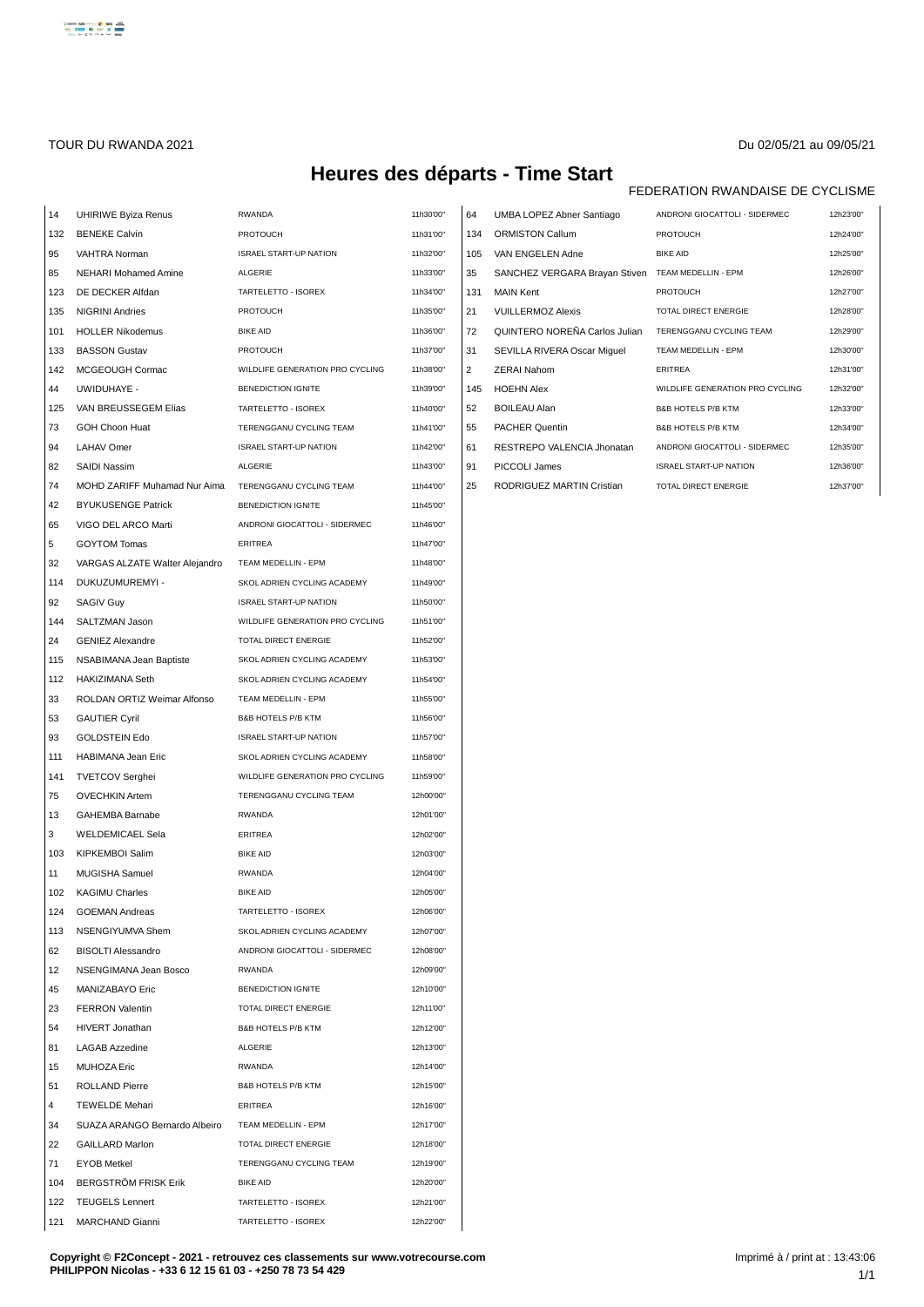TOUR DU RWANDA 2021

Du 02/05/21 au 09/05/21

# Heures des départs - Time Start

FEDERATION RWANDAISE DE CYCLISME

| | | | |
|---|---|---|---|
| 14 | UHIRIWE Byiza Renus | RWANDA | 11h30'00" |
| 132 | BENEKE Calvin | PROTOUCH | 11h31'00" |
| 95 | VAHTRA Norman | ISRAEL START-UP NATION | 11h32'00" |
| 85 | NEHARI Mohamed Amine | ALGERIE | 11h33'00" |
| 123 | DE DECKER Alfdan | TARTELETTO - ISOREX | 11h34'00" |
| 135 | NIGRINI Andries | PROTOUCH | 11h35'00" |
| 101 | HOLLER Nikodemus | BIKE AID | 11h36'00" |
| 133 | BASSON Gustav | PROTOUCH | 11h37'00" |
| 142 | MCGEOUGH Cormac | WILDLIFE GENERATION PRO CYCLING | 11h38'00" |
| 44 | UWIDUHAYE - | BENEDICTION IGNITE | 11h39'00" |
| 125 | VAN BREUSSEGEM Elias | TARTELETTO - ISOREX | 11h40'00" |
| 73 | GOH Choon Huat | TERENGGANU CYCLING TEAM | 11h41'00" |
| 94 | LAHAV Omer | ISRAEL START-UP NATION | 11h42'00" |
| 82 | SAIDI Nassim | ALGERIE | 11h43'00" |
| 74 | MOHD ZARIFF Muhamad Nur Aima | TERENGGANU CYCLING TEAM | 11h44'00" |
| 42 | BYUKUSENGE Patrick | BENEDICTION IGNITE | 11h45'00" |
| 65 | VIGO DEL ARCO Marti | ANDRONI GIOCATTOLI - SIDERMEC | 11h46'00" |
| 5 | GOYTOM Tomas | ERITREA | 11h47'00" |
| 32 | VARGAS ALZATE Walter Alejandro | TEAM MEDELLIN - EPM | 11h48'00" |
| 114 | DUKUZUMUREMYI - | SKOL ADRIEN CYCLING ACADEMY | 11h49'00" |
| 92 | SAGIV Guy | ISRAEL START-UP NATION | 11h50'00" |
| 144 | SALTZMAN Jason | WILDLIFE GENERATION PRO CYCLING | 11h51'00" |
| 24 | GENIEZ Alexandre | TOTAL DIRECT ENERGIE | 11h52'00" |
| 115 | NSABIMANA Jean Baptiste | SKOL ADRIEN CYCLING ACADEMY | 11h53'00" |
| 112 | HAKIZIMANA Seth | SKOL ADRIEN CYCLING ACADEMY | 11h54'00" |
| 33 | ROLDAN ORTIZ Weimar Alfonso | TEAM MEDELLIN - EPM | 11h55'00" |
| 53 | GAUTIER Cyril | B&B HOTELS P/B KTM | 11h56'00" |
| 93 | GOLDSTEIN Edo | ISRAEL START-UP NATION | 11h57'00" |
| 111 | HABIMANA Jean Eric | SKOL ADRIEN CYCLING ACADEMY | 11h58'00" |
| 141 | TVETCOV Serghei | WILDLIFE GENERATION PRO CYCLING | 11h59'00" |
| 75 | OVECHKIN Artem | TERENGGANU CYCLING TEAM | 12h00'00" |
| 13 | GAHEMBA Barnabe | RWANDA | 12h01'00" |
| 3 | WELDEMICAEL Sela | ERITREA | 12h02'00" |
| 103 | KIPKEMBOI Salim | BIKE AID | 12h03'00" |
| 11 | MUGISHA Samuel | RWANDA | 12h04'00" |
| 102 | KAGIMU Charles | BIKE AID | 12h05'00" |
| 124 | GOEMAN Andreas | TARTELETTO - ISOREX | 12h06'00" |
| 113 | NSENGIYUMVA Shem | SKOL ADRIEN CYCLING ACADEMY | 12h07'00" |
| 62 | BISOLTI Alessandro | ANDRONI GIOCATTOLI - SIDERMEC | 12h08'00" |
| 12 | NSENGIMANA Jean Bosco | RWANDA | 12h09'00" |
| 45 | MANIZABAYO Eric | BENEDICTION IGNITE | 12h10'00" |
| 23 | FERRON Valentin | TOTAL DIRECT ENERGIE | 12h11'00" |
| 54 | HIVERT Jonathan | B&B HOTELS P/B KTM | 12h12'00" |
| 81 | LAGAB Azzedine | ALGERIE | 12h13'00" |
| 15 | MUHOZA Eric | RWANDA | 12h14'00" |
| 51 | ROLLAND Pierre | B&B HOTELS P/B KTM | 12h15'00" |
| 4 | TEWELDE Mehari | ERITREA | 12h16'00" |
| 34 | SUAZA ARANGO Bernardo Albeiro | TEAM MEDELLIN - EPM | 12h17'00" |
| 22 | GAILLARD Marlon | TOTAL DIRECT ENERGIE | 12h18'00" |
| 71 | EYOB Metkel | TERENGGANU CYCLING TEAM | 12h19'00" |
| 104 | BERGSTRÖM FRISK Erik | BIKE AID | 12h20'00" |
| 122 | TEUGELS Lennert | TARTELETTO - ISOREX | 12h21'00" |
| 121 | MARCHAND Gianni | TARTELETTO - ISOREX | 12h22'00" |
| 64 | UMBA LOPEZ Abner Santiago | ANDRONI GIOCATTOLI - SIDERMEC | 12h23'00" |
| 134 | ORMISTON Callum | PROTOUCH | 12h24'00" |
| 105 | VAN ENGELEN Adne | BIKE AID | 12h25'00" |
| 35 | SANCHEZ VERGARA Brayan Stiven | TEAM MEDELLIN - EPM | 12h26'00" |
| 131 | MAIN Kent | PROTOUCH | 12h27'00" |
| 21 | VUILLERMOZ Alexis | TOTAL DIRECT ENERGIE | 12h28'00" |
| 72 | QUINTERO NOREÑA Carlos Julian | TERENGGANU CYCLING TEAM | 12h29'00" |
| 31 | SEVILLA RIVERA Oscar Miguel | TEAM MEDELLIN - EPM | 12h30'00" |
| 2 | ZERAI Nahom | ERITREA | 12h31'00" |
| 145 | HOEHN Alex | WILDLIFE GENERATION PRO CYCLING | 12h32'00" |
| 52 | BOILEAU Alan | B&B HOTELS P/B KTM | 12h33'00" |
| 55 | PACHER Quentin | B&B HOTELS P/B KTM | 12h34'00" |
| 61 | RESTREPO VALENCIA Jhonatan | ANDRONI GIOCATTOLI - SIDERMEC | 12h35'00" |
| 91 | PICCOLI James | ISRAEL START-UP NATION | 12h36'00" |
| 25 | RODRIGUEZ MARTIN Cristian | TOTAL DIRECT ENERGIE | 12h37'00" |

**Copyright © F2Concept - 2021 - retrouvez ces classements sur www.votrecourse.com**
**PHILIPPON Nicolas - +33 6 12 15 61 03 - +250 78 73 54 429**

Imprimé à / print at : 13:43:06